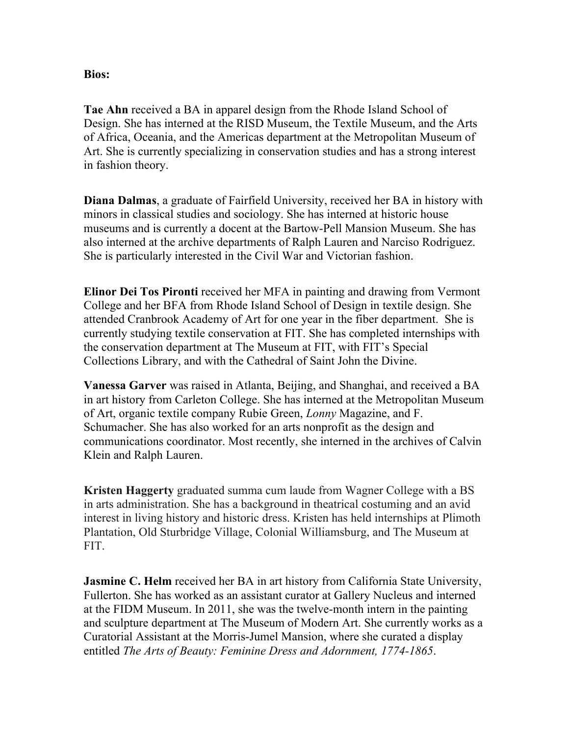**Bios:**

**Tae Ahn** received a BA in apparel design from the Rhode Island School of Design. She has interned at the RISD Museum, the Textile Museum, and the Arts of Africa, Oceania, and the Americas department at the Metropolitan Museum of Art. She is currently specializing in conservation studies and has a strong interest in fashion theory.

**Diana Dalmas**, a graduate of Fairfield University, received her BA in history with minors in classical studies and sociology. She has interned at historic house museums and is currently a docent at the Bartow-Pell Mansion Museum. She has also interned at the archive departments of Ralph Lauren and Narciso Rodriguez. She is particularly interested in the Civil War and Victorian fashion.

**Elinor Dei Tos Pironti** received her MFA in painting and drawing from Vermont College and her BFA from Rhode Island School of Design in textile design. She attended Cranbrook Academy of Art for one year in the fiber department. She is currently studying textile conservation at FIT. She has completed internships with the conservation department at The Museum at FIT, with FIT's Special Collections Library, and with the Cathedral of Saint John the Divine.

**Vanessa Garver** was raised in Atlanta, Beijing, and Shanghai, and received a BA in art history from Carleton College. She has interned at the Metropolitan Museum of Art, organic textile company Rubie Green, *Lonny* Magazine, and F. Schumacher. She has also worked for an arts nonprofit as the design and communications coordinator. Most recently, she interned in the archives of Calvin Klein and Ralph Lauren.

**Kristen Haggerty** graduated summa cum laude from Wagner College with a BS in arts administration. She has a background in theatrical costuming and an avid interest in living history and historic dress. Kristen has held internships at Plimoth Plantation, Old Sturbridge Village, Colonial Williamsburg, and The Museum at FIT.

**Jasmine C. Helm** received her BA in art history from California State University, Fullerton. She has worked as an assistant curator at Gallery Nucleus and interned at the FIDM Museum. In 2011, she was the twelve-month intern in the painting and sculpture department at The Museum of Modern Art. She currently works as a Curatorial Assistant at the Morris-Jumel Mansion, where she curated a display entitled *The Arts of Beauty: Feminine Dress and Adornment, 1774-1865*.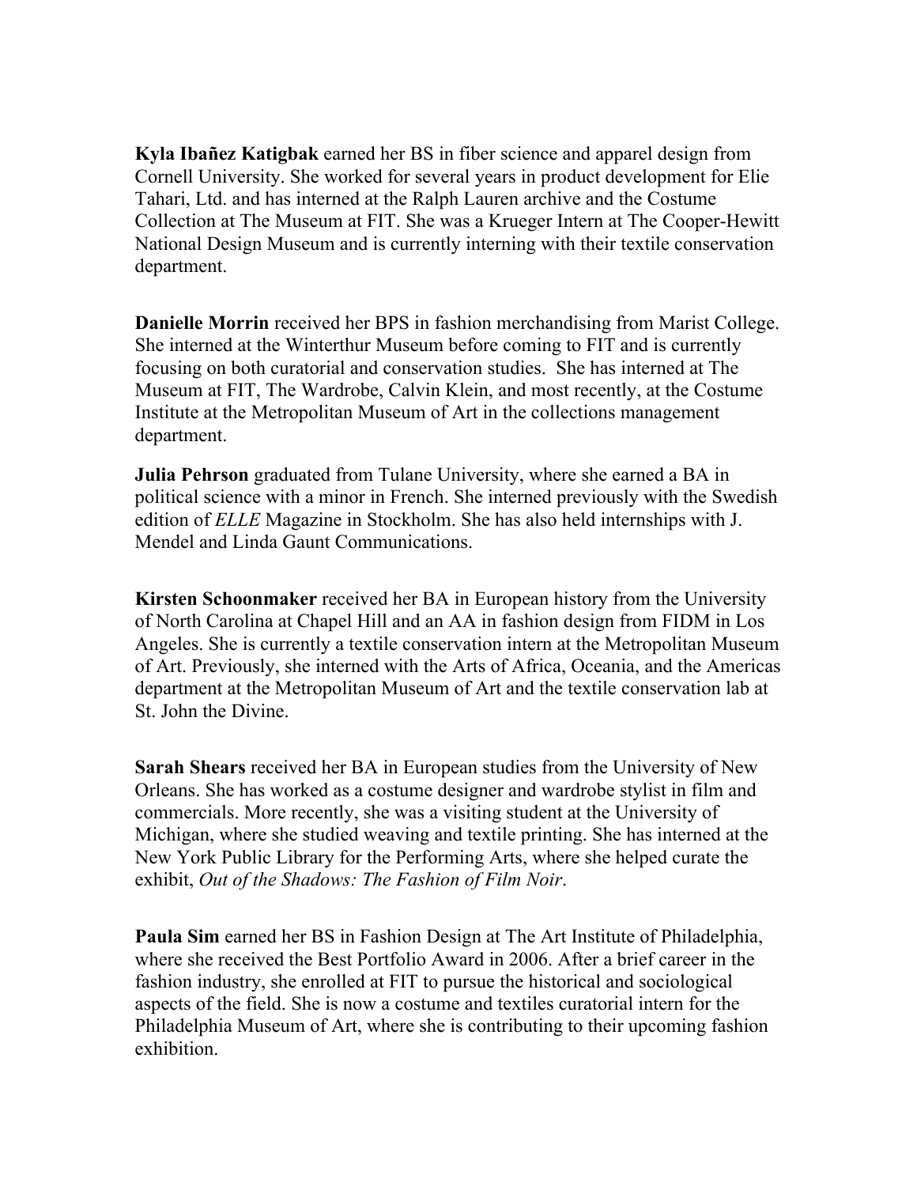**Kyla Ibañez Katigbak** earned her BS in fiber science and apparel design from Cornell University. She worked for several years in product development for Elie Tahari, Ltd. and has interned at the Ralph Lauren archive and the Costume Collection at The Museum at FIT. She was a Krueger Intern at The Cooper-Hewitt National Design Museum and is currently interning with their textile conservation department.

**Danielle Morrin** received her BPS in fashion merchandising from Marist College. She interned at the Winterthur Museum before coming to FIT and is currently focusing on both curatorial and conservation studies. She has interned at The Museum at FIT, The Wardrobe, Calvin Klein, and most recently, at the Costume Institute at the Metropolitan Museum of Art in the collections management department.

**Julia Pehrson** graduated from Tulane University, where she earned a BA in political science with a minor in French. She interned previously with the Swedish edition of *ELLE* Magazine in Stockholm. She has also held internships with J. Mendel and Linda Gaunt Communications.

**Kirsten Schoonmaker** received her BA in European history from the University of North Carolina at Chapel Hill and an AA in fashion design from FIDM in Los Angeles. She is currently a textile conservation intern at the Metropolitan Museum of Art. Previously, she interned with the Arts of Africa, Oceania, and the Americas department at the Metropolitan Museum of Art and the textile conservation lab at St. John the Divine.

**Sarah Shears** received her BA in European studies from the University of New Orleans. She has worked as a costume designer and wardrobe stylist in film and commercials. More recently, she was a visiting student at the University of Michigan, where she studied weaving and textile printing. She has interned at the New York Public Library for the Performing Arts, where she helped curate the exhibit, *Out of the Shadows: The Fashion of Film Noir*.

**Paula Sim** earned her BS in Fashion Design at The Art Institute of Philadelphia, where she received the Best Portfolio Award in 2006. After a brief career in the fashion industry, she enrolled at FIT to pursue the historical and sociological aspects of the field. She is now a costume and textiles curatorial intern for the Philadelphia Museum of Art, where she is contributing to their upcoming fashion exhibition.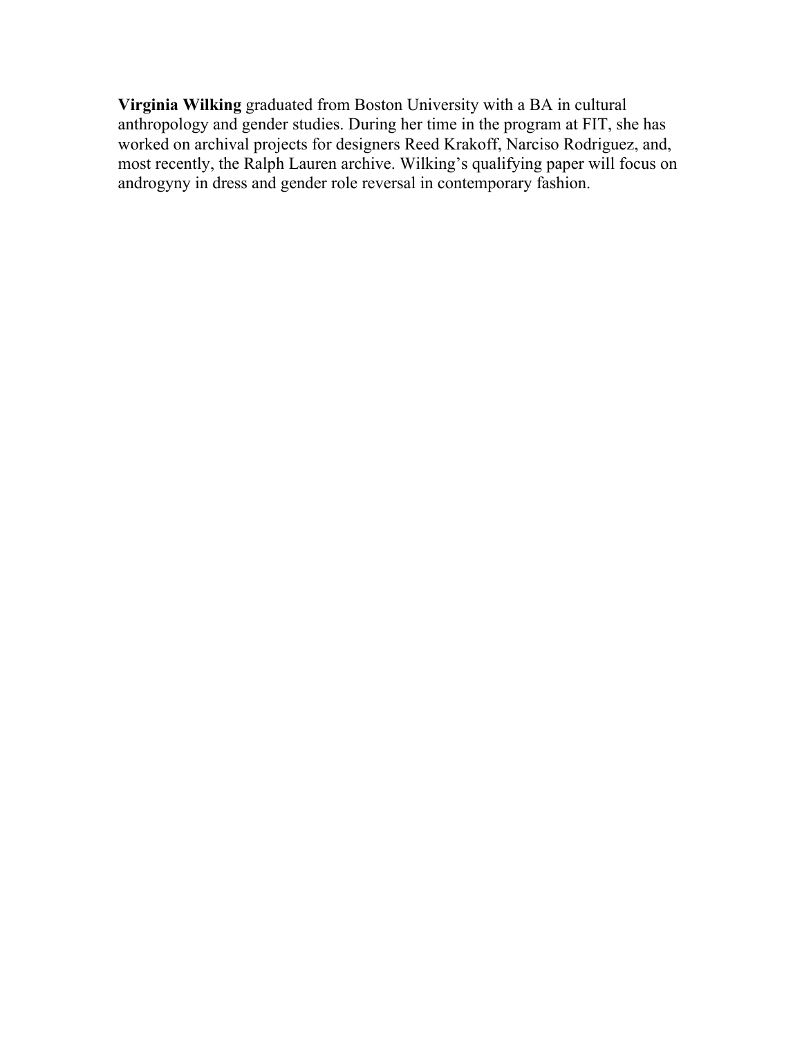**Virginia Wilking** graduated from Boston University with a BA in cultural anthropology and gender studies. During her time in the program at FIT, she has worked on archival projects for designers Reed Krakoff, Narciso Rodriguez, and, most recently, the Ralph Lauren archive. Wilking's qualifying paper will focus on androgyny in dress and gender role reversal in contemporary fashion.